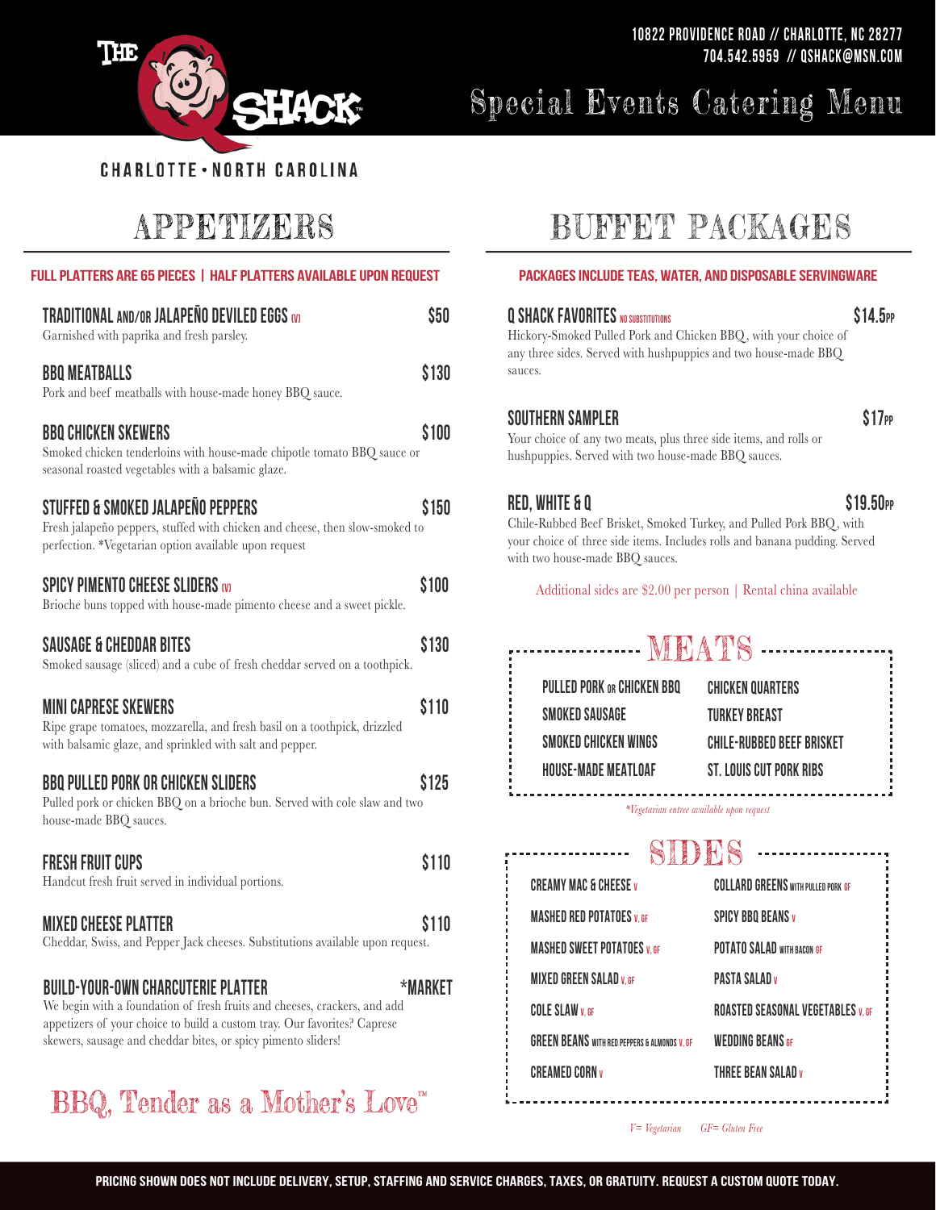10822 PROVIDENCE ROAD // CHARLOTTE, NC 28277
704.542.5959 // QSHACK@MSN.COM

# Special Events Catering Menu

THE Q SHACK™ CHARLOTTE • NORTH CAROLINA

## APPETIZERS

**FULL PLATTERS ARE 65 PIECES | HALF PLATTERS AVAILABLE UPON REQUEST**

**TRADITIONAL AND/OR JALAPEÑO DEVILED EGGS (V)** — $50
Garnished with paprika and fresh parsley.

**BBQ MEATBALLS** — $130
Pork and beef meatballs with house-made honey BBQ sauce.

**BBQ CHICKEN SKEWERS** — $100
Smoked chicken tenderloins with house-made chipotle tomato BBQ sauce or seasonal roasted vegetables with a balsamic glaze.

**STUFFED & SMOKED JALAPEÑO PEPPERS** — $150
Fresh jalapeño peppers, stuffed with chicken and cheese, then slow-smoked to perfection. *Vegetarian option available upon request

**SPICY PIMENTO CHEESE SLIDERS (V)** — $100
Brioche buns topped with house-made pimento cheese and a sweet pickle.

**SAUSAGE & CHEDDAR BITES** — $130
Smoked sausage (sliced) and a cube of fresh cheddar served on a toothpick.

**MINI CAPRESE SKEWERS** — $110
Ripe grape tomatoes, mozzarella, and fresh basil on a toothpick, drizzled with balsamic glaze, and sprinkled with salt and pepper.

**BBQ PULLED PORK OR CHICKEN SLIDERS** — $125
Pulled pork or chicken BBQ on a brioche bun. Served with cole slaw and two house-made BBQ sauces.

**FRESH FRUIT CUPS** — $110
Handcut fresh fruit served in individual portions.

**MIXED CHEESE PLATTER** — $110
Cheddar, Swiss, and Pepper Jack cheeses. Substitutions available upon request.

**BUILD-YOUR-OWN CHARCUTERIE PLATTER** — *MARKET
We begin with a foundation of fresh fruits and cheeses, crackers, and add appetizers of your choice to build a custom tray. Our favorites? Caprese skewers, sausage and cheddar bites, or spicy pimento sliders!

BBQ, Tender as a Mother's Love™

## BUFFET PACKAGES

**PACKAGES INCLUDE TEAS, WATER, AND DISPOSABLE SERVINGWARE**

**Q SHACK FAVORITES** NO SUBSTITUTIONS — $14.5PP
Hickory-Smoked Pulled Pork and Chicken BBQ, with your choice of any three sides. Served with hushpuppies and two house-made BBQ sauces.

**SOUTHERN SAMPLER** — $17PP
Your choice of any two meats, plus three side items, and rolls or hushpuppies. Served with two house-made BBQ sauces.

**RED, WHITE & Q** — $19.50PP
Chile-Rubbed Beef Brisket, Smoked Turkey, and Pulled Pork BBQ, with your choice of three side items. Includes rolls and banana pudding. Served with two house-made BBQ sauces.

Additional sides are $2.00 per person | Rental china available

### MEATS

- PULLED PORK OR CHICKEN BBQ
- SMOKED SAUSAGE
- SMOKED CHICKEN WINGS
- HOUSE-MADE MEATLOAF
- CHICKEN QUARTERS
- TURKEY BREAST
- CHILE-RUBBED BEEF BRISKET
- ST. LOUIS CUT PORK RIBS

*Vegetarian entree available upon request*

### SIDES

- CREAMY MAC & CHEESE V
- MASHED RED POTATOES V, GF
- MASHED SWEET POTATOES V, GF
- MIXED GREEN SALAD V, GF
- COLE SLAW V, GF
- GREEN BEANS WITH RED PEPPERS & ALMONDS V, GF
- CREAMED CORN V
- COLLARD GREENS WITH PULLED PORK GF
- SPICY BBQ BEANS V
- POTATO SALAD WITH BACON GF
- PASTA SALAD V
- ROASTED SEASONAL VEGETABLES V, GF
- WEDDING BEANS GF
- THREE BEAN SALAD V

*V= Vegetarian GF= Gluten Free*

**PRICING SHOWN DOES NOT INCLUDE DELIVERY, SETUP, STAFFING AND SERVICE CHARGES, TAXES, OR GRATUITY. REQUEST A CUSTOM QUOTE TODAY.**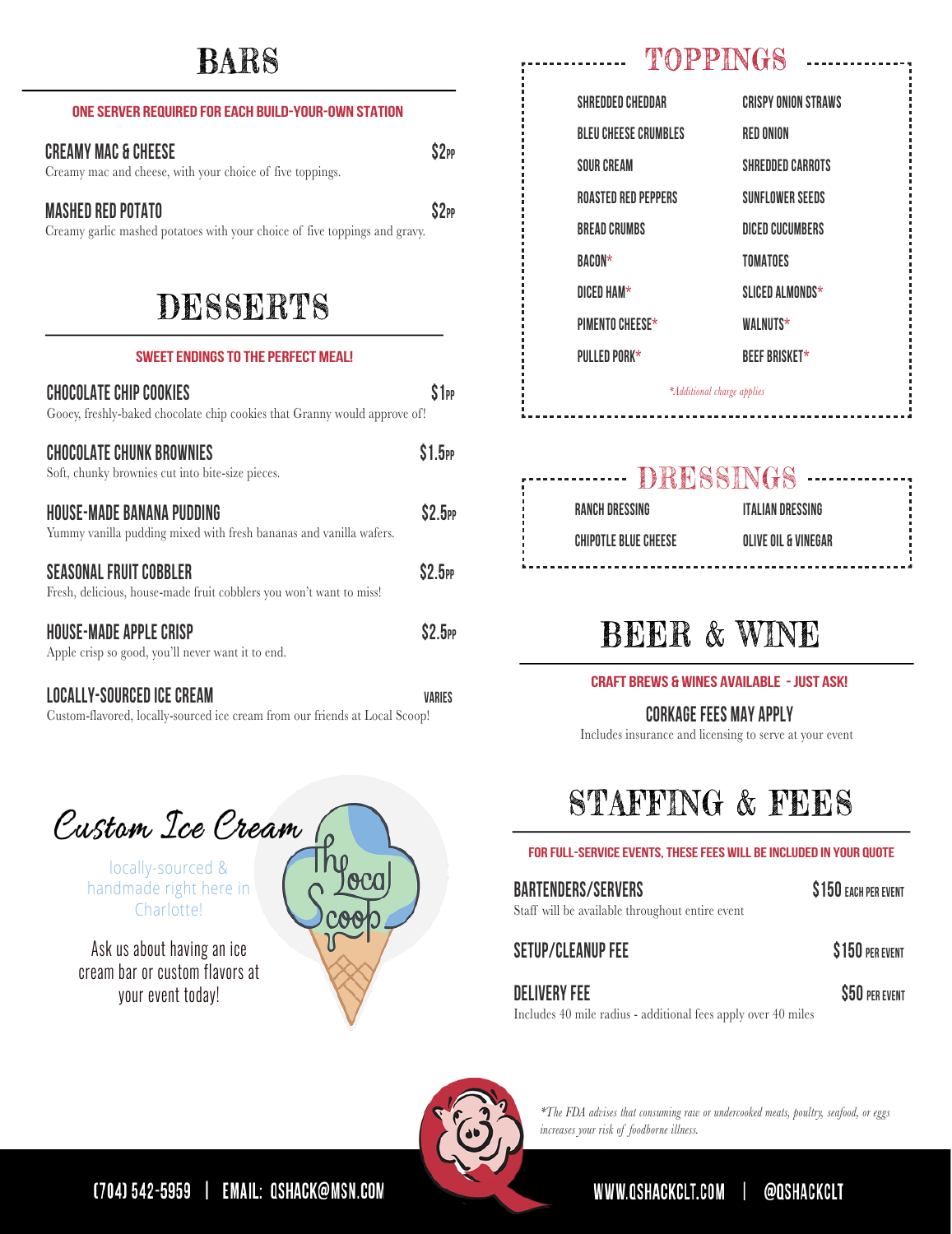# BARS

**ONE SERVER REQUIRED FOR EACH BUILD-YOUR-OWN STATION**

### CREAMY MAC & CHEESE — $2PP
Creamy mac and cheese, with your choice of five toppings.

### MASHED RED POTATO — $2PP
Creamy garlic mashed potatoes with your choice of five toppings and gravy.

# DESSERTS

**SWEET ENDINGS TO THE PERFECT MEAL!**

### CHOCOLATE CHIP COOKIES — $1PP
Gooey, freshly-baked chocolate chip cookies that Granny would approve of!

### CHOCOLATE CHUNK BROWNIES — $1.5PP
Soft, chunky brownies cut into bite-size pieces.

### HOUSE-MADE BANANA PUDDING — $2.5PP
Yummy vanilla pudding mixed with fresh bananas and vanilla wafers.

### SEASONAL FRUIT COBBLER — $2.5PP
Fresh, delicious, house-made fruit cobblers you won't want to miss!

### HOUSE-MADE APPLE CRISP — $2.5PP
Apple crisp so good, you'll never want it to end.

### LOCALLY-SOURCED ICE CREAM — VARIES
Custom-flavored, locally-sourced ice cream from our friends at Local Scoop!

*Custom Ice Cream*

locally-sourced & handmade right here in Charlotte!

Ask us about having an ice cream bar or custom flavors at your event today!

# TOPPINGS

| | |
|---|---|
| SHREDDED CHEDDAR | CRISPY ONION STRAWS |
| BLEU CHEESE CRUMBLES | RED ONION |
| SOUR CREAM | SHREDDED CARROTS |
| ROASTED RED PEPPERS | SUNFLOWER SEEDS |
| BREAD CRUMBS | DICED CUCUMBERS |
| BACON* | TOMATOES |
| DICED HAM* | SLICED ALMONDS* |
| PIMENTO CHEESE* | WALNUTS* |
| PULLED PORK* | BEEF BRISKET* |

*\*Additional charge applies*

# DRESSINGS

| | |
|---|---|
| RANCH DRESSING | ITALIAN DRESSING |
| CHIPOTLE BLUE CHEESE | OLIVE OIL & VINEGAR |

# BEER & WINE

**CRAFT BREWS & WINES AVAILABLE - JUST ASK!**

### CORKAGE FEES MAY APPLY
Includes insurance and licensing to serve at your event

# STAFFING & FEES

**FOR FULL-SERVICE EVENTS, THESE FEES WILL BE INCLUDED IN YOUR QUOTE**

### BARTENDERS/SERVERS — $150 EACH PER EVENT
Staff will be available throughout entire event

### SETUP/CLEANUP FEE — $150 PER EVENT

### DELIVERY FEE — $50 PER EVENT
Includes 40 mile radius - additional fees apply over 40 miles

*\*The FDA advises that consuming raw or undercooked meats, poultry, seafood, or eggs increases your risk of foodborne illness.*

(704) 542-5959 | EMAIL: QSHACK@MSN.COM

WWW.QSHACKCLT.COM | @QSHACKCLT